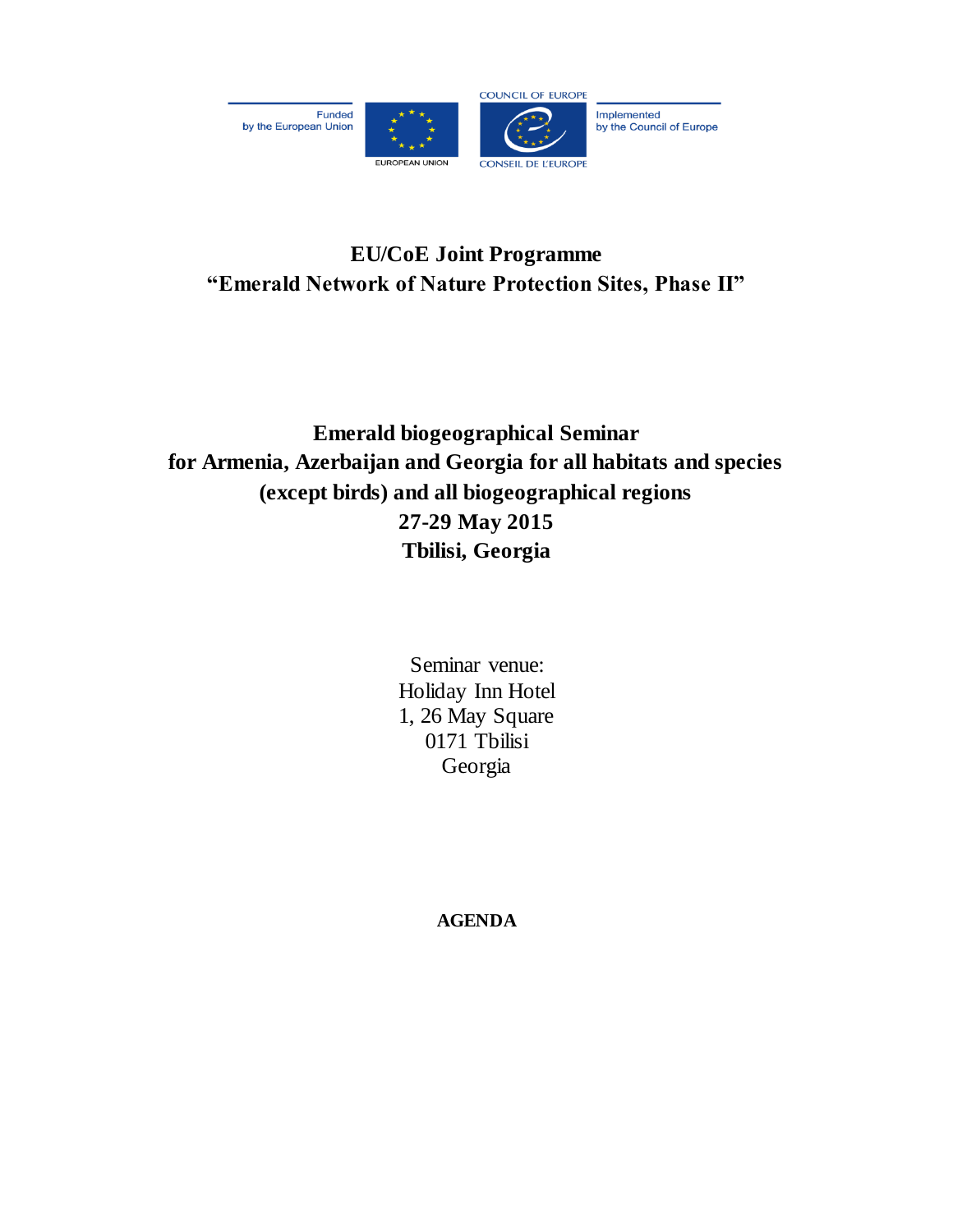Funded by the European Union

EUROPEAN UNION

COUNCIL OF EUROPE

CONSEIL DE L'EUROPE

Implemented by the Council of Europe

# EU/CoE Joint Programme
# "Emerald Network of Nature Protection Sites, Phase II"

## Emerald biogeographical Seminar for Armenia, Azerbaijan and Georgia for all habitats and species (except birds) and all biogeographical regions
## 27-29 May 2015
## Tbilisi, Georgia

Seminar venue:
Holiday Inn Hotel
1, 26 May Square
0171 Tbilisi
Georgia

**AGENDA**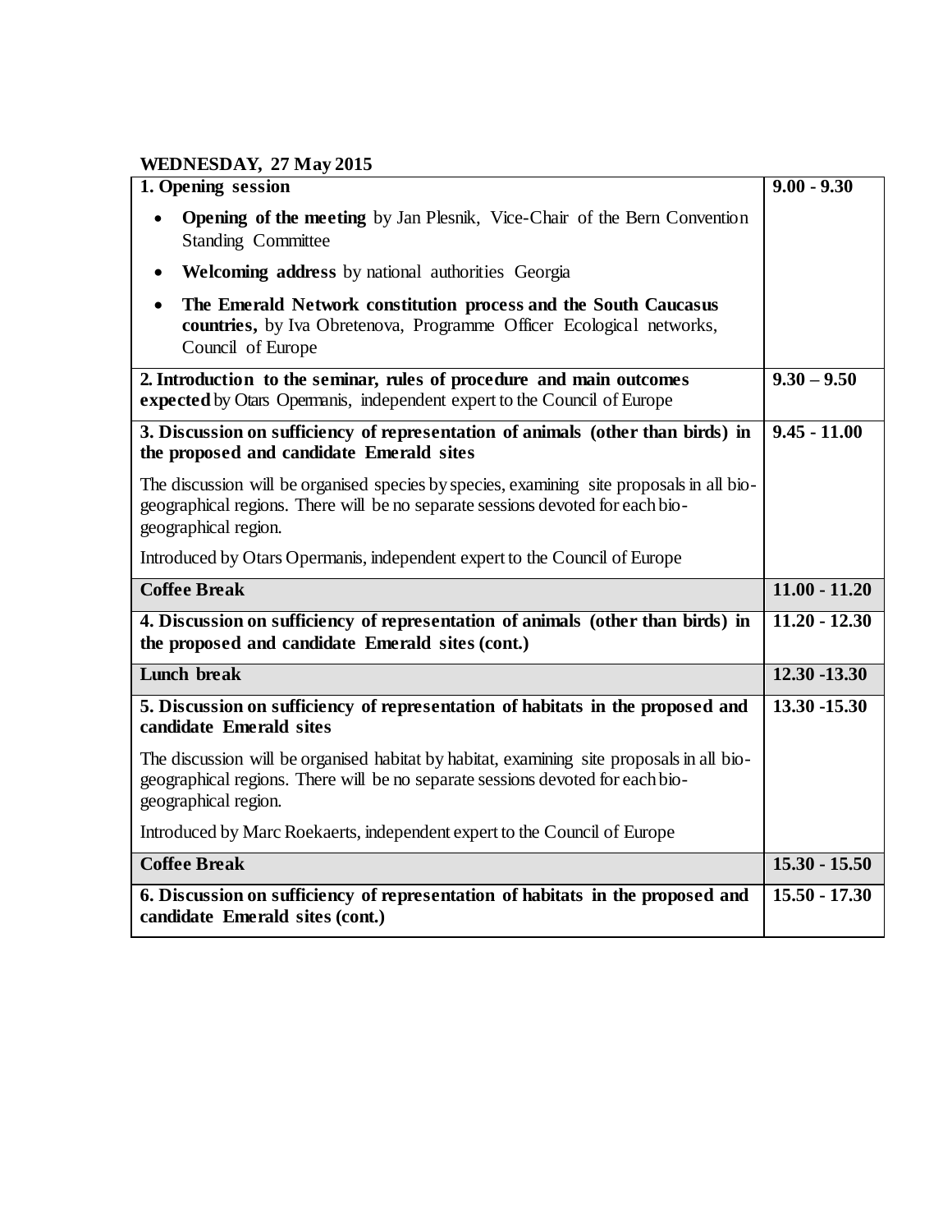**WEDNESDAY, 27 May 2015**

| | |
|---|---|
| **1. Opening session**<br>• **Opening of the meeting** by Jan Plesnik, Vice-Chair of the Bern Convention Standing Committee<br>• **Welcoming address** by national authorities Georgia<br>• **The Emerald Network constitution process and the South Caucasus countries,** by Iva Obretenova, Programme Officer Ecological networks, Council of Europe | **9.00 - 9.30** |
| **2. Introduction to the seminar, rules of procedure and main outcomes expected** by Otars Opermanis, independent expert to the Council of Europe | **9.30 – 9.50** |
| **3. Discussion on sufficiency of representation of animals (other than birds) in the proposed and candidate Emerald sites**<br>The discussion will be organised species by species, examining site proposals in all bio-geographical regions. There will be no separate sessions devoted for each bio-geographical region.<br>Introduced by Otars Opermanis, independent expert to the Council of Europe | **9.45 - 11.00** |
| **Coffee Break** | **11.00 - 11.20** |
| **4. Discussion on sufficiency of representation of animals (other than birds) in the proposed and candidate Emerald sites (cont.)** | **11.20 - 12.30** |
| **Lunch break** | **12.30 -13.30** |
| **5. Discussion on sufficiency of representation of habitats in the proposed and candidate Emerald sites**<br>The discussion will be organised habitat by habitat, examining site proposals in all bio-geographical regions. There will be no separate sessions devoted for each bio-geographical region.<br>Introduced by Marc Roekaerts, independent expert to the Council of Europe | **13.30 -15.30** |
| **Coffee Break** | **15.30 - 15.50** |
| **6. Discussion on sufficiency of representation of habitats in the proposed and candidate Emerald sites (cont.)** | **15.50 - 17.30** |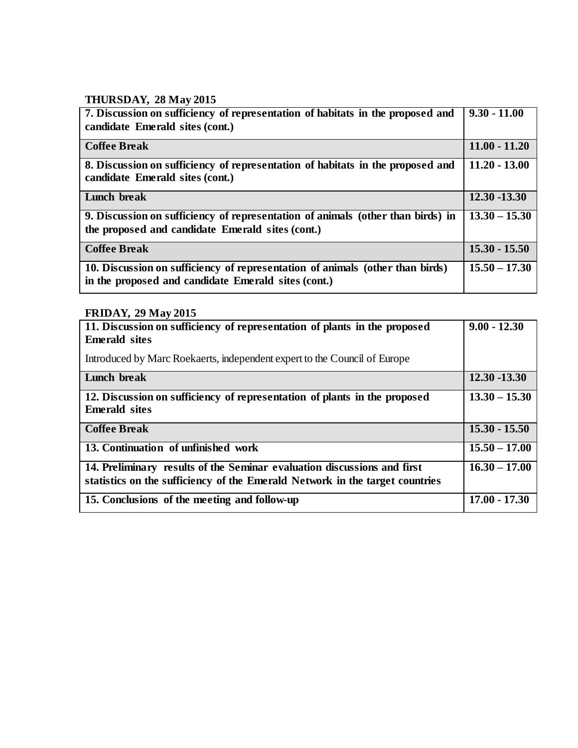**THURSDAY, 28 May 2015**

| | |
|---|---|
| **7. Discussion on sufficiency of representation of habitats in the proposed and candidate Emerald sites (cont.)** | **9.30 - 11.00** |
| **Coffee Break** | **11.00 - 11.20** |
| **8. Discussion on sufficiency of representation of habitats in the proposed and candidate Emerald sites (cont.)** | **11.20 - 13.00** |
| **Lunch break** | **12.30 -13.30** |
| **9. Discussion on sufficiency of representation of animals (other than birds) in the proposed and candidate Emerald sites (cont.)** | **13.30 – 15.30** |
| **Coffee Break** | **15.30 - 15.50** |
| **10. Discussion on sufficiency of representation of animals (other than birds) in the proposed and candidate Emerald sites (cont.)** | **15.50 – 17.30** |

**FRIDAY, 29 May 2015**

| | |
|---|---|
| **11. Discussion on sufficiency of representation of plants in the proposed Emerald sites**<br><br>Introduced by Marc Roekaerts, independent expert to the Council of Europe | **9.00 - 12.30** |
| **Lunch break** | **12.30 -13.30** |
| **12. Discussion on sufficiency of representation of plants in the proposed Emerald sites** | **13.30 – 15.30** |
| **Coffee Break** | **15.30 - 15.50** |
| **13. Continuation of unfinished work** | **15.50 – 17.00** |
| **14. Preliminary results of the Seminar evaluation discussions and first statistics on the sufficiency of the Emerald Network in the target countries** | **16.30 – 17.00** |
| **15. Conclusions of the meeting and follow-up** | **17.00 - 17.30** |